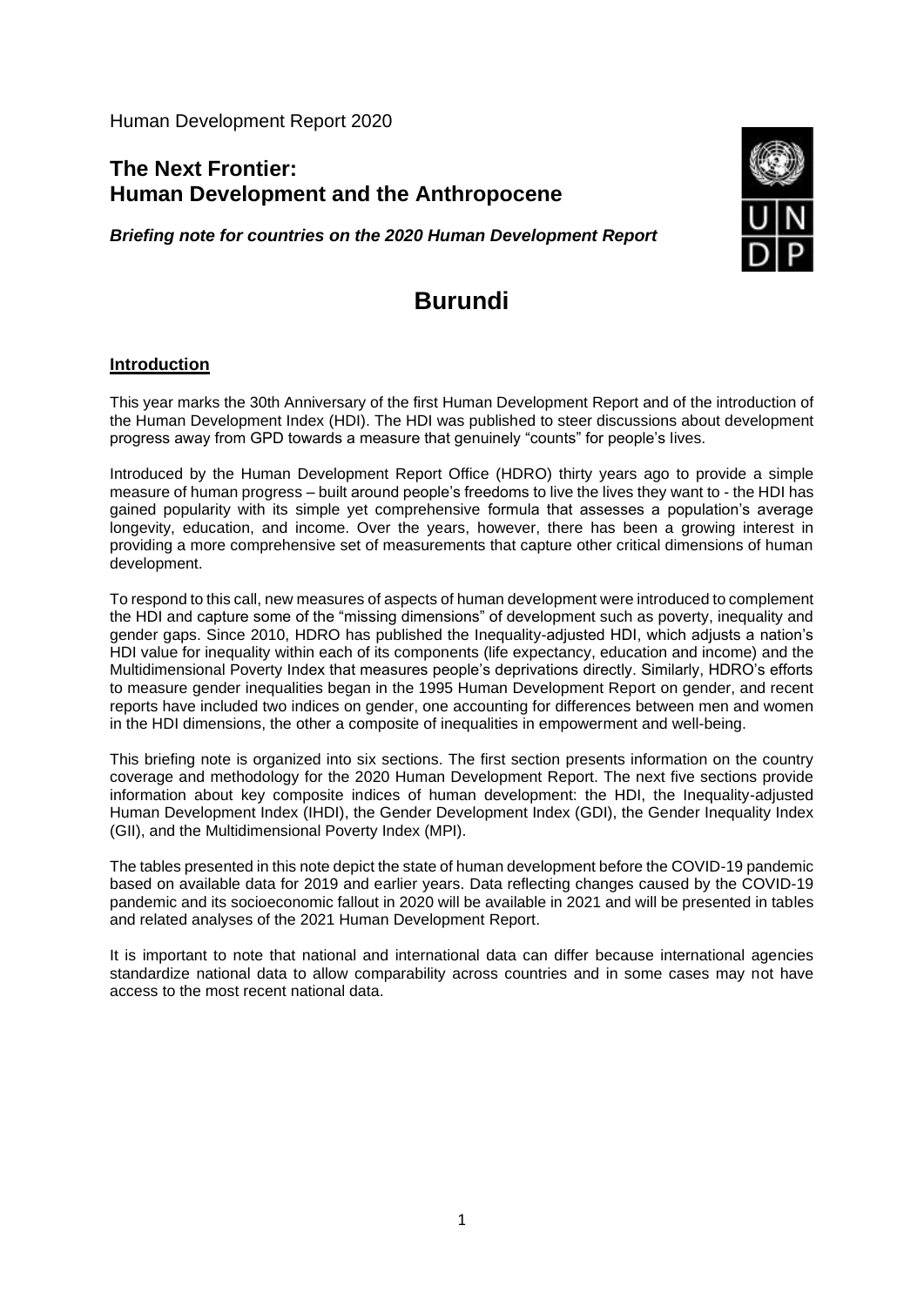Human Development Report 2020

## The Next Frontier: Human Development and the Anthropocene

***Briefing note for countries on the 2020 Human Development Report***

# Burundi

### Introduction

This year marks the 30th Anniversary of the first Human Development Report and of the introduction of the Human Development Index (HDI). The HDI was published to steer discussions about development progress away from GPD towards a measure that genuinely "counts" for people's lives.

Introduced by the Human Development Report Office (HDRO) thirty years ago to provide a simple measure of human progress – built around people's freedoms to live the lives they want to - the HDI has gained popularity with its simple yet comprehensive formula that assesses a population's average longevity, education, and income. Over the years, however, there has been a growing interest in providing a more comprehensive set of measurements that capture other critical dimensions of human development.

To respond to this call, new measures of aspects of human development were introduced to complement the HDI and capture some of the "missing dimensions" of development such as poverty, inequality and gender gaps. Since 2010, HDRO has published the Inequality-adjusted HDI, which adjusts a nation's HDI value for inequality within each of its components (life expectancy, education and income) and the Multidimensional Poverty Index that measures people's deprivations directly. Similarly, HDRO's efforts to measure gender inequalities began in the 1995 Human Development Report on gender, and recent reports have included two indices on gender, one accounting for differences between men and women in the HDI dimensions, the other a composite of inequalities in empowerment and well-being.

This briefing note is organized into six sections. The first section presents information on the country coverage and methodology for the 2020 Human Development Report. The next five sections provide information about key composite indices of human development: the HDI, the Inequality-adjusted Human Development Index (IHDI), the Gender Development Index (GDI), the Gender Inequality Index (GII), and the Multidimensional Poverty Index (MPI).

The tables presented in this note depict the state of human development before the COVID-19 pandemic based on available data for 2019 and earlier years. Data reflecting changes caused by the COVID-19 pandemic and its socioeconomic fallout in 2020 will be available in 2021 and will be presented in tables and related analyses of the 2021 Human Development Report.

It is important to note that national and international data can differ because international agencies standardize national data to allow comparability across countries and in some cases may not have access to the most recent national data.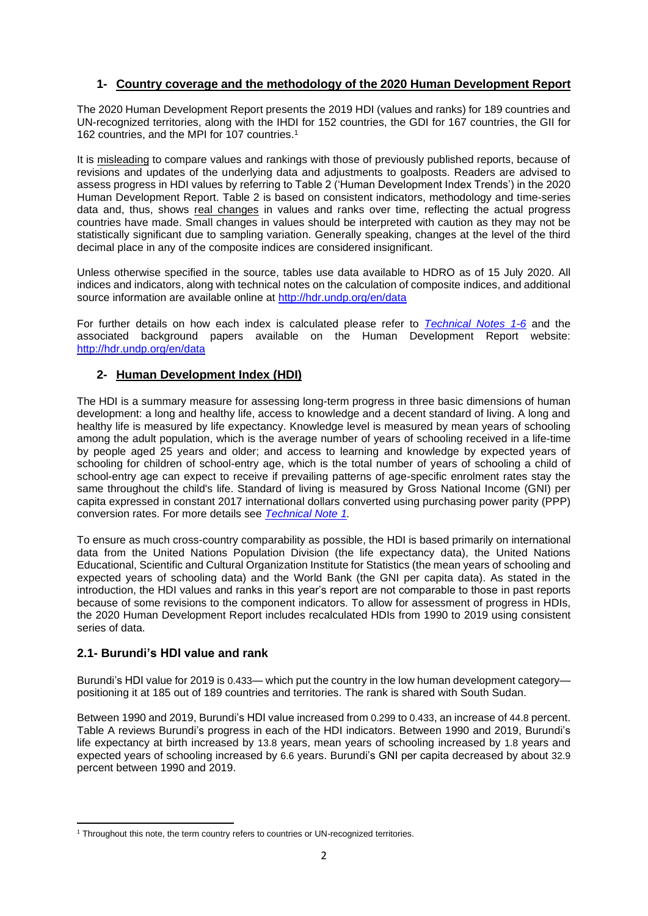## 1- Country coverage and the methodology of the 2020 Human Development Report

The 2020 Human Development Report presents the 2019 HDI (values and ranks) for 189 countries and UN-recognized territories, along with the IHDI for 152 countries, the GDI for 167 countries, the GII for 162 countries, and the MPI for 107 countries.[1]

It is misleading to compare values and rankings with those of previously published reports, because of revisions and updates of the underlying data and adjustments to goalposts. Readers are advised to assess progress in HDI values by referring to Table 2 ('Human Development Index Trends') in the 2020 Human Development Report. Table 2 is based on consistent indicators, methodology and time-series data and, thus, shows real changes in values and ranks over time, reflecting the actual progress countries have made. Small changes in values should be interpreted with caution as they may not be statistically significant due to sampling variation. Generally speaking, changes at the level of the third decimal place in any of the composite indices are considered insignificant.

Unless otherwise specified in the source, tables use data available to HDRO as of 15 July 2020. All indices and indicators, along with technical notes on the calculation of composite indices, and additional source information are available online at http://hdr.undp.org/en/data

For further details on how each index is calculated please refer to *Technical Notes 1-6* and the associated background papers available on the Human Development Report website: http://hdr.undp.org/en/data

## 2- Human Development Index (HDI)

The HDI is a summary measure for assessing long-term progress in three basic dimensions of human development: a long and healthy life, access to knowledge and a decent standard of living. A long and healthy life is measured by life expectancy. Knowledge level is measured by mean years of schooling among the adult population, which is the average number of years of schooling received in a life-time by people aged 25 years and older; and access to learning and knowledge by expected years of schooling for children of school-entry age, which is the total number of years of schooling a child of school-entry age can expect to receive if prevailing patterns of age-specific enrolment rates stay the same throughout the child's life. Standard of living is measured by Gross National Income (GNI) per capita expressed in constant 2017 international dollars converted using purchasing power parity (PPP) conversion rates. For more details see *Technical Note 1.*

To ensure as much cross-country comparability as possible, the HDI is based primarily on international data from the United Nations Population Division (the life expectancy data), the United Nations Educational, Scientific and Cultural Organization Institute for Statistics (the mean years of schooling and expected years of schooling data) and the World Bank (the GNI per capita data). As stated in the introduction, the HDI values and ranks in this year's report are not comparable to those in past reports because of some revisions to the component indicators. To allow for assessment of progress in HDIs, the 2020 Human Development Report includes recalculated HDIs from 1990 to 2019 using consistent series of data.

### 2.1- Burundi's HDI value and rank

Burundi's HDI value for 2019 is 0.433— which put the country in the low human development category—positioning it at 185 out of 189 countries and territories. The rank is shared with South Sudan.

Between 1990 and 2019, Burundi's HDI value increased from 0.299 to 0.433, an increase of 44.8 percent. Table A reviews Burundi's progress in each of the HDI indicators. Between 1990 and 2019, Burundi's life expectancy at birth increased by 13.8 years, mean years of schooling increased by 1.8 years and expected years of schooling increased by 6.6 years. Burundi's GNI per capita decreased by about 32.9 percent between 1990 and 2019.

[1] Throughout this note, the term country refers to countries or UN-recognized territories.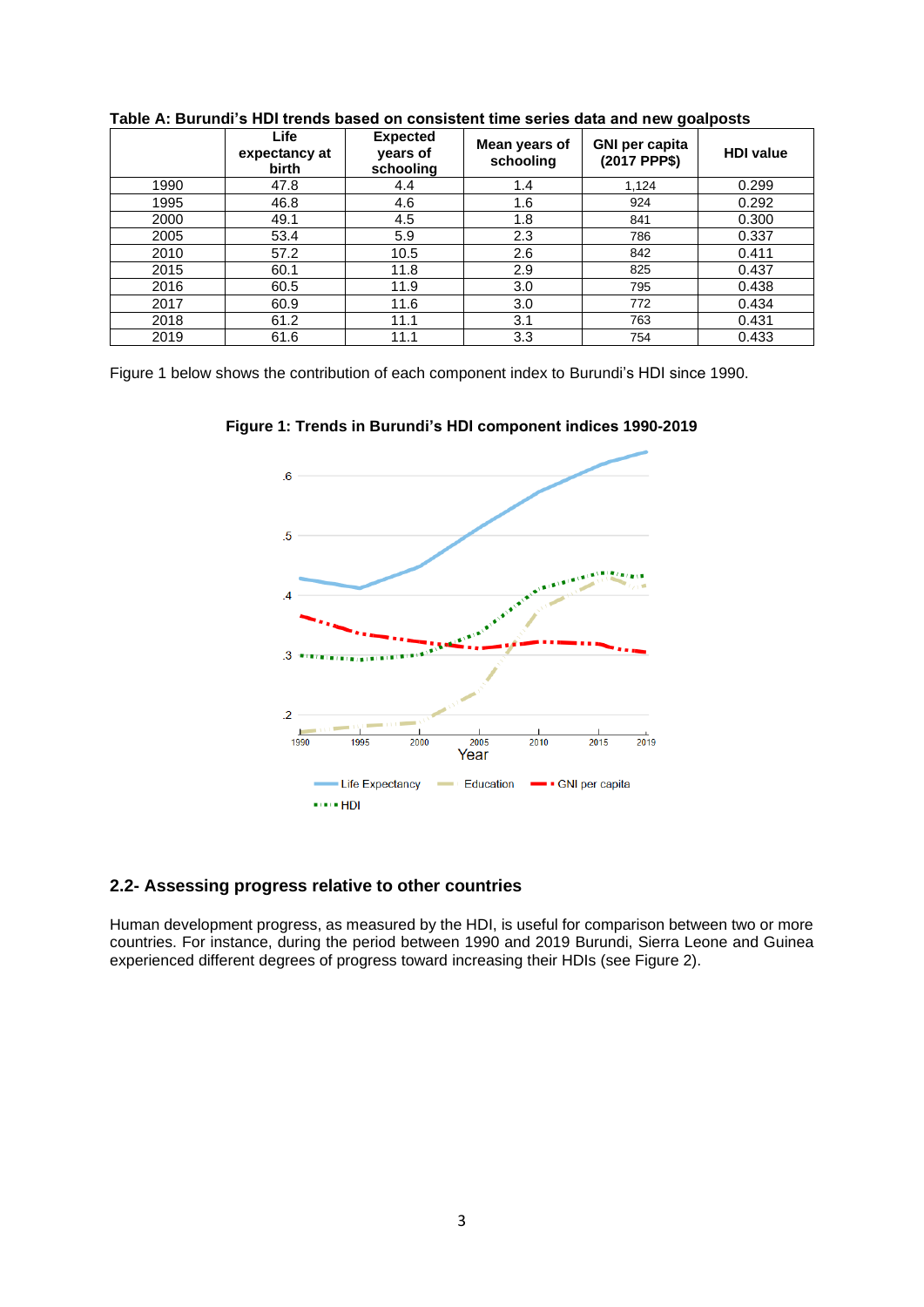**Table A: Burundi's HDI trends based on consistent time series data and new goalposts**

| | Life expectancy at birth | Expected years of schooling | Mean years of schooling | GNI per capita (2017 PPP$) | HDI value |
|---|---|---|---|---|---|
| 1990 | 47.8 | 4.4 | 1.4 | 1,124 | 0.299 |
| 1995 | 46.8 | 4.6 | 1.6 | 924 | 0.292 |
| 2000 | 49.1 | 4.5 | 1.8 | 841 | 0.300 |
| 2005 | 53.4 | 5.9 | 2.3 | 786 | 0.337 |
| 2010 | 57.2 | 10.5 | 2.6 | 842 | 0.411 |
| 2015 | 60.1 | 11.8 | 2.9 | 825 | 0.437 |
| 2016 | 60.5 | 11.9 | 3.0 | 795 | 0.438 |
| 2017 | 60.9 | 11.6 | 3.0 | 772 | 0.434 |
| 2018 | 61.2 | 11.1 | 3.1 | 763 | 0.431 |
| 2019 | 61.6 | 11.1 | 3.3 | 754 | 0.433 |

Figure 1 below shows the contribution of each component index to Burundi's HDI since 1990.

**Figure 1: Trends in Burundi's HDI component indices 1990-2019**

## 2.2- Assessing progress relative to other countries

Human development progress, as measured by the HDI, is useful for comparison between two or more countries. For instance, during the period between 1990 and 2019 Burundi, Sierra Leone and Guinea experienced different degrees of progress toward increasing their HDIs (see Figure 2).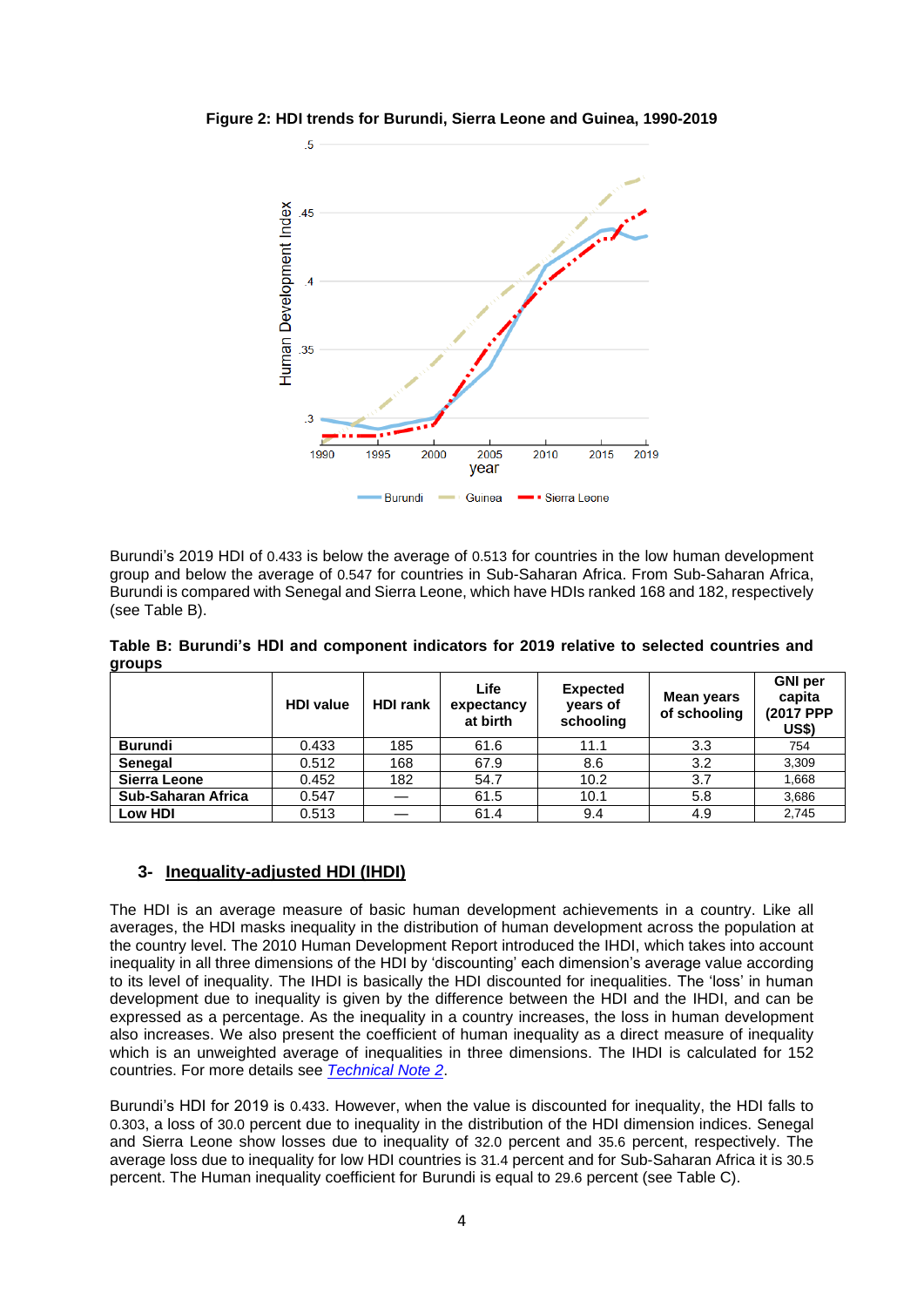**Figure 2: HDI trends for Burundi, Sierra Leone and Guinea, 1990-2019**

Burundi's 2019 HDI of 0.433 is below the average of 0.513 for countries in the low human development group and below the average of 0.547 for countries in Sub-Saharan Africa. From Sub-Saharan Africa, Burundi is compared with Senegal and Sierra Leone, which have HDIs ranked 168 and 182, respectively (see Table B).

**Table B: Burundi's HDI and component indicators for 2019 relative to selected countries and groups**

| | HDI value | HDI rank | Life expectancy at birth | Expected years of schooling | Mean years of schooling | GNI per capita (2017 PPP US$) |
|---|---|---|---|---|---|---|
| **Burundi** | 0.433 | 185 | 61.6 | 11.1 | 3.3 | 754 |
| **Senegal** | 0.512 | 168 | 67.9 | 8.6 | 3.2 | 3,309 |
| **Sierra Leone** | 0.452 | 182 | 54.7 | 10.2 | 3.7 | 1,668 |
| **Sub-Saharan Africa** | 0.547 | — | 61.5 | 10.1 | 5.8 | 3,686 |
| **Low HDI** | 0.513 | — | 61.4 | 9.4 | 4.9 | 2,745 |

## 3- Inequality-adjusted HDI (IHDI)

The HDI is an average measure of basic human development achievements in a country. Like all averages, the HDI masks inequality in the distribution of human development across the population at the country level. The 2010 Human Development Report introduced the IHDI, which takes into account inequality in all three dimensions of the HDI by 'discounting' each dimension's average value according to its level of inequality. The IHDI is basically the HDI discounted for inequalities. The 'loss' in human development due to inequality is given by the difference between the HDI and the IHDI, and can be expressed as a percentage. As the inequality in a country increases, the loss in human development also increases. We also present the coefficient of human inequality as a direct measure of inequality which is an unweighted average of inequalities in three dimensions. The IHDI is calculated for 152 countries. For more details see *Technical Note 2*.

Burundi's HDI for 2019 is 0.433. However, when the value is discounted for inequality, the HDI falls to 0.303, a loss of 30.0 percent due to inequality in the distribution of the HDI dimension indices. Senegal and Sierra Leone show losses due to inequality of 32.0 percent and 35.6 percent, respectively. The average loss due to inequality for low HDI countries is 31.4 percent and for Sub-Saharan Africa it is 30.5 percent. The Human inequality coefficient for Burundi is equal to 29.6 percent (see Table C).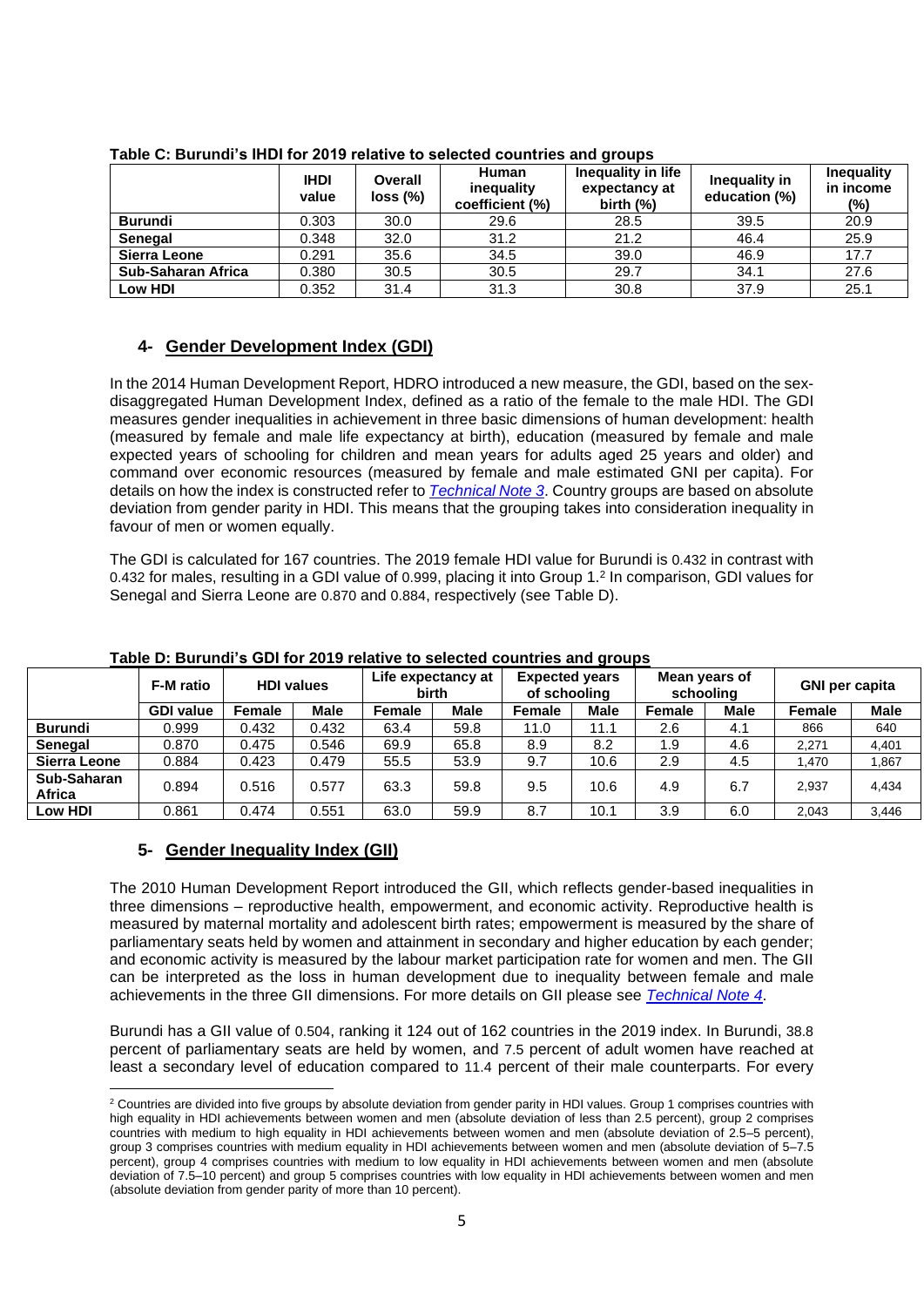**Table C: Burundi's IHDI for 2019 relative to selected countries and groups**

| | IHDI value | Overall loss (%) | Human inequality coefficient (%) | Inequality in life expectancy at birth (%) | Inequality in education (%) | Inequality in income (%) |
|---|---|---|---|---|---|---|
| **Burundi** | 0.303 | 30.0 | 29.6 | 28.5 | 39.5 | 20.9 |
| **Senegal** | 0.348 | 32.0 | 31.2 | 21.2 | 46.4 | 25.9 |
| **Sierra Leone** | 0.291 | 35.6 | 34.5 | 39.0 | 46.9 | 17.7 |
| **Sub-Saharan Africa** | 0.380 | 30.5 | 30.5 | 29.7 | 34.1 | 27.6 |
| **Low HDI** | 0.352 | 31.4 | 31.3 | 30.8 | 37.9 | 25.1 |

## 4- Gender Development Index (GDI)

In the 2014 Human Development Report, HDRO introduced a new measure, the GDI, based on the sex-disaggregated Human Development Index, defined as a ratio of the female to the male HDI. The GDI measures gender inequalities in achievement in three basic dimensions of human development: health (measured by female and male life expectancy at birth), education (measured by female and male expected years of schooling for children and mean years for adults aged 25 years and older) and command over economic resources (measured by female and male estimated GNI per capita). For details on how the index is constructed refer to *Technical Note 3*. Country groups are based on absolute deviation from gender parity in HDI. This means that the grouping takes into consideration inequality in favour of men or women equally.

The GDI is calculated for 167 countries. The 2019 female HDI value for Burundi is 0.432 in contrast with 0.432 for males, resulting in a GDI value of 0.999, placing it into Group 1.[2] In comparison, GDI values for Senegal and Sierra Leone are 0.870 and 0.884, respectively (see Table D).

**Table D: Burundi's GDI for 2019 relative to selected countries and groups**

| | F-M ratio | HDI values | | Life expectancy at birth | | Expected years of schooling | | Mean years of schooling | | GNI per capita | |
|---|---|---|---|---|---|---|---|---|---|---|---|
| | **GDI value** | **Female** | **Male** | **Female** | **Male** | **Female** | **Male** | **Female** | **Male** | **Female** | **Male** |
| **Burundi** | 0.999 | 0.432 | 0.432 | 63.4 | 59.8 | 11.0 | 11.1 | 2.6 | 4.1 | 866 | 640 |
| **Senegal** | 0.870 | 0.475 | 0.546 | 69.9 | 65.8 | 8.9 | 8.2 | 1.9 | 4.6 | 2,271 | 4,401 |
| **Sierra Leone** | 0.884 | 0.423 | 0.479 | 55.5 | 53.9 | 9.7 | 10.6 | 2.9 | 4.5 | 1,470 | 1,867 |
| **Sub-Saharan Africa** | 0.894 | 0.516 | 0.577 | 63.3 | 59.8 | 9.5 | 10.6 | 4.9 | 6.7 | 2,937 | 4,434 |
| **Low HDI** | 0.861 | 0.474 | 0.551 | 63.0 | 59.9 | 8.7 | 10.1 | 3.9 | 6.0 | 2,043 | 3,446 |

## 5- Gender Inequality Index (GII)

The 2010 Human Development Report introduced the GII, which reflects gender-based inequalities in three dimensions – reproductive health, empowerment, and economic activity. Reproductive health is measured by maternal mortality and adolescent birth rates; empowerment is measured by the share of parliamentary seats held by women and attainment in secondary and higher education by each gender; and economic activity is measured by the labour market participation rate for women and men. The GII can be interpreted as the loss in human development due to inequality between female and male achievements in the three GII dimensions. For more details on GII please see *Technical Note 4*.

Burundi has a GII value of 0.504, ranking it 124 out of 162 countries in the 2019 index. In Burundi, 38.8 percent of parliamentary seats are held by women, and 7.5 percent of adult women have reached at least a secondary level of education compared to 11.4 percent of their male counterparts. For every

[2] Countries are divided into five groups by absolute deviation from gender parity in HDI values. Group 1 comprises countries with high equality in HDI achievements between women and men (absolute deviation of less than 2.5 percent), group 2 comprises countries with medium to high equality in HDI achievements between women and men (absolute deviation of 2.5–5 percent), group 3 comprises countries with medium equality in HDI achievements between women and men (absolute deviation of 5–7.5 percent), group 4 comprises countries with medium to low equality in HDI achievements between women and men (absolute deviation of 7.5–10 percent) and group 5 comprises countries with low equality in HDI achievements between women and men (absolute deviation from gender parity of more than 10 percent).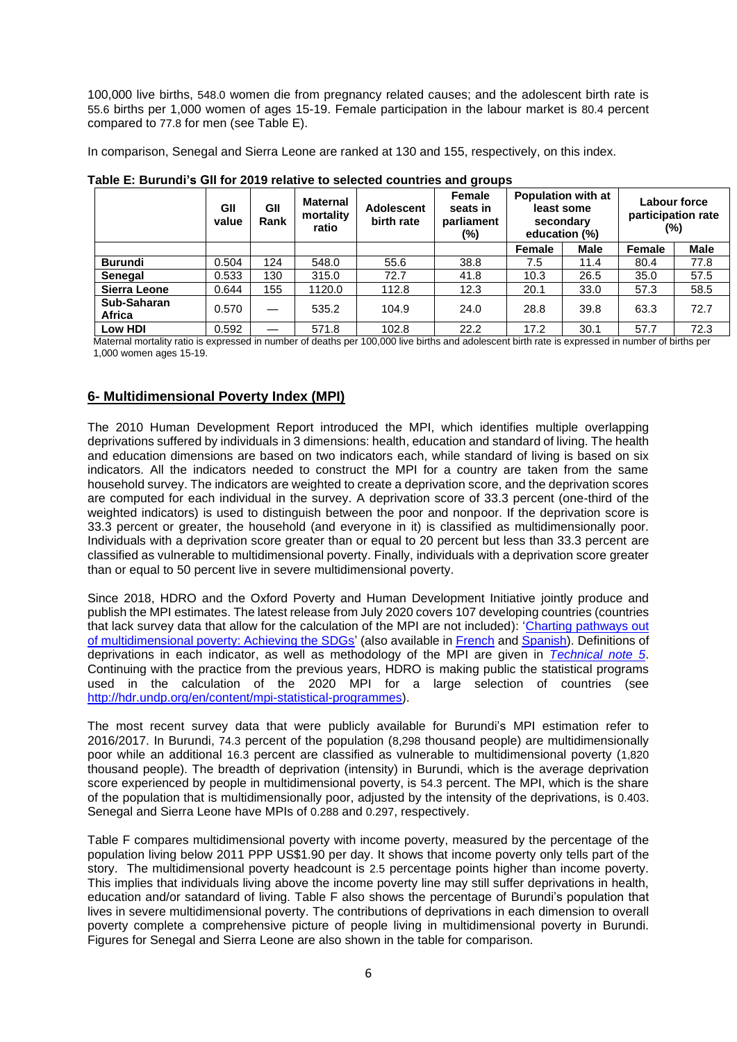100,000 live births, 548.0 women die from pregnancy related causes; and the adolescent birth rate is 55.6 births per 1,000 women of ages 15-19. Female participation in the labour market is 80.4 percent compared to 77.8 for men (see Table E).

In comparison, Senegal and Sierra Leone are ranked at 130 and 155, respectively, on this index.

**Table E: Burundi's GII for 2019 relative to selected countries and groups**

| | GII value | GII Rank | Maternal mortality ratio | Adolescent birth rate | Female seats in parliament (%) | Population with at least some secondary education (%) | | Labour force participation rate (%) | |
|---|---|---|---|---|---|---|---|---|---|
| | | | | | | Female | Male | Female | Male |
| **Burundi** | 0.504 | 124 | 548.0 | 55.6 | 38.8 | 7.5 | 11.4 | 80.4 | 77.8 |
| **Senegal** | 0.533 | 130 | 315.0 | 72.7 | 41.8 | 10.3 | 26.5 | 35.0 | 57.5 |
| **Sierra Leone** | 0.644 | 155 | 1120.0 | 112.8 | 12.3 | 20.1 | 33.0 | 57.3 | 58.5 |
| **Sub-Saharan Africa** | 0.570 | — | 535.2 | 104.9 | 24.0 | 28.8 | 39.8 | 63.3 | 72.7 |
| **Low HDI** | 0.592 | — | 571.8 | 102.8 | 22.2 | 17.2 | 30.1 | 57.7 | 72.3 |

Maternal mortality ratio is expressed in number of deaths per 100,000 live births and adolescent birth rate is expressed in number of births per 1,000 women ages 15-19.

## 6- Multidimensional Poverty Index (MPI)

The 2010 Human Development Report introduced the MPI, which identifies multiple overlapping deprivations suffered by individuals in 3 dimensions: health, education and standard of living. The health and education dimensions are based on two indicators each, while standard of living is based on six indicators. All the indicators needed to construct the MPI for a country are taken from the same household survey. The indicators are weighted to create a deprivation score, and the deprivation scores are computed for each individual in the survey. A deprivation score of 33.3 percent (one-third of the weighted indicators) is used to distinguish between the poor and nonpoor. If the deprivation score is 33.3 percent or greater, the household (and everyone in it) is classified as multidimensionally poor. Individuals with a deprivation score greater than or equal to 20 percent but less than 33.3 percent are classified as vulnerable to multidimensional poverty. Finally, individuals with a deprivation score greater than or equal to 50 percent live in severe multidimensional poverty.

Since 2018, HDRO and the Oxford Poverty and Human Development Initiative jointly produce and publish the MPI estimates. The latest release from July 2020 covers 107 developing countries (countries that lack survey data that allow for the calculation of the MPI are not included): '[Charting pathways out of multidimensional poverty: Achieving the SDGs]' (also available in [French] and [Spanish]). Definitions of deprivations in each indicator, as well as methodology of the MPI are given in *[Technical note 5]*. Continuing with the practice from the previous years, HDRO is making public the statistical programs used in the calculation of the 2020 MPI for a large selection of countries (see http://hdr.undp.org/en/content/mpi-statistical-programmes).

The most recent survey data that were publicly available for Burundi's MPI estimation refer to 2016/2017. In Burundi, 74.3 percent of the population (8,298 thousand people) are multidimensionally poor while an additional 16.3 percent are classified as vulnerable to multidimensional poverty (1,820 thousand people). The breadth of deprivation (intensity) in Burundi, which is the average deprivation score experienced by people in multidimensional poverty, is 54.3 percent. The MPI, which is the share of the population that is multidimensionally poor, adjusted by the intensity of the deprivations, is 0.403. Senegal and Sierra Leone have MPIs of 0.288 and 0.297, respectively.

Table F compares multidimensional poverty with income poverty, measured by the percentage of the population living below 2011 PPP US$1.90 per day. It shows that income poverty only tells part of the story. The multidimensional poverty headcount is 2.5 percentage points higher than income poverty. This implies that individuals living above the income poverty line may still suffer deprivations in health, education and/or satandard of living. Table F also shows the percentage of Burundi's population that lives in severe multidimensional poverty. The contributions of deprivations in each dimension to overall poverty complete a comprehensive picture of people living in multidimensional poverty in Burundi. Figures for Senegal and Sierra Leone are also shown in the table for comparison.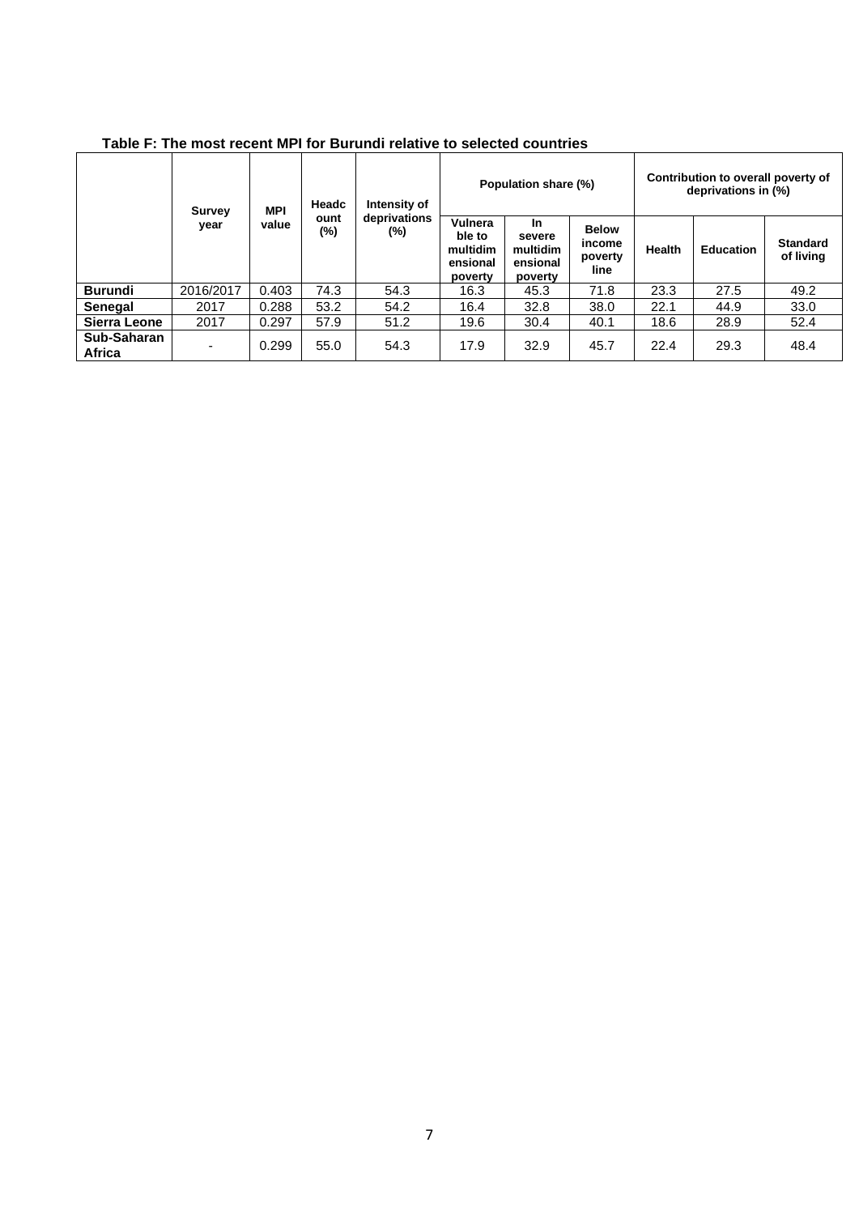**Table F: The most recent MPI for Burundi relative to selected countries**

| | Survey year | MPI value | Headcount (%) | Intensity of deprivations (%) | Population share (%) | | | Contribution to overall poverty of deprivations in (%) | | |
|---|---|---|---|---|---|---|---|---|---|---|
| | | | | | Vulnerable to multidimensional poverty | In severe multidimensional poverty | Below income poverty line | Health | Education | Standard of living |
| **Burundi** | 2016/2017 | 0.403 | 74.3 | 54.3 | 16.3 | 45.3 | 71.8 | 23.3 | 27.5 | 49.2 |
| **Senegal** | 2017 | 0.288 | 53.2 | 54.2 | 16.4 | 32.8 | 38.0 | 22.1 | 44.9 | 33.0 |
| **Sierra Leone** | 2017 | 0.297 | 57.9 | 51.2 | 19.6 | 30.4 | 40.1 | 18.6 | 28.9 | 52.4 |
| **Sub-Saharan Africa** | - | 0.299 | 55.0 | 54.3 | 17.9 | 32.9 | 45.7 | 22.4 | 29.3 | 48.4 |